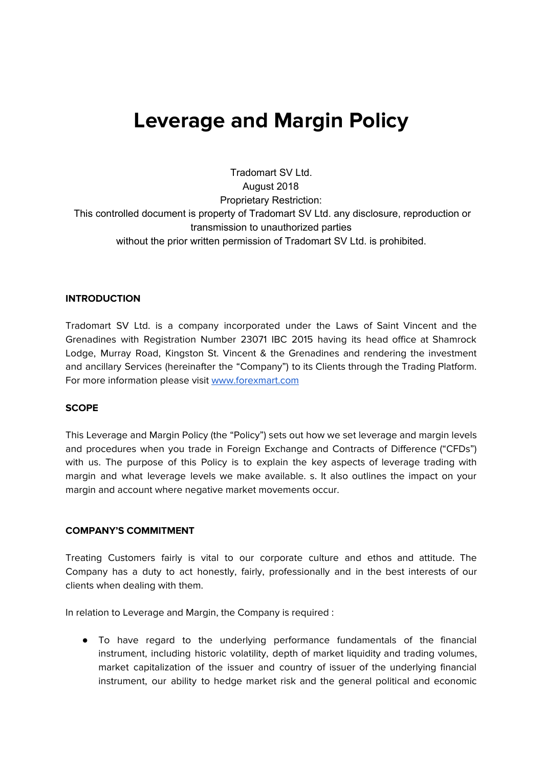# Leverage and Margin Policy

Tradomart SV Ltd.
August 2018
Proprietary Restriction:
This controlled document is property of Tradomart SV Ltd. any disclosure, reproduction or transmission to unauthorized parties
without the prior written permission of Tradomart SV Ltd. is prohibited.

## INTRODUCTION

Tradomart SV Ltd. is a company incorporated under the Laws of Saint Vincent and the Grenadines with Registration Number 23071 IBC 2015 having its head office at Shamrock Lodge, Murray Road, Kingston St. Vincent & the Grenadines and rendering the investment and ancillary Services (hereinafter the "Company") to its Clients through the Trading Platform. For more information please visit [www.forexmart.com](www.forexmart.com)

## SCOPE

This Leverage and Margin Policy (the "Policy") sets out how we set leverage and margin levels and procedures when you trade in Foreign Exchange and Contracts of Difference ("CFDs") with us. The purpose of this Policy is to explain the key aspects of leverage trading with margin and what leverage levels we make available. s. It also outlines the impact on your margin and account where negative market movements occur.

## COMPANY'S COMMITMENT

Treating Customers fairly is vital to our corporate culture and ethos and attitude. The Company has a duty to act honestly, fairly, professionally and in the best interests of our clients when dealing with them.

In relation to Leverage and Margin, the Company is required :

- To have regard to the underlying performance fundamentals of the financial instrument, including historic volatility, depth of market liquidity and trading volumes, market capitalization of the issuer and country of issuer of the underlying financial instrument, our ability to hedge market risk and the general political and economic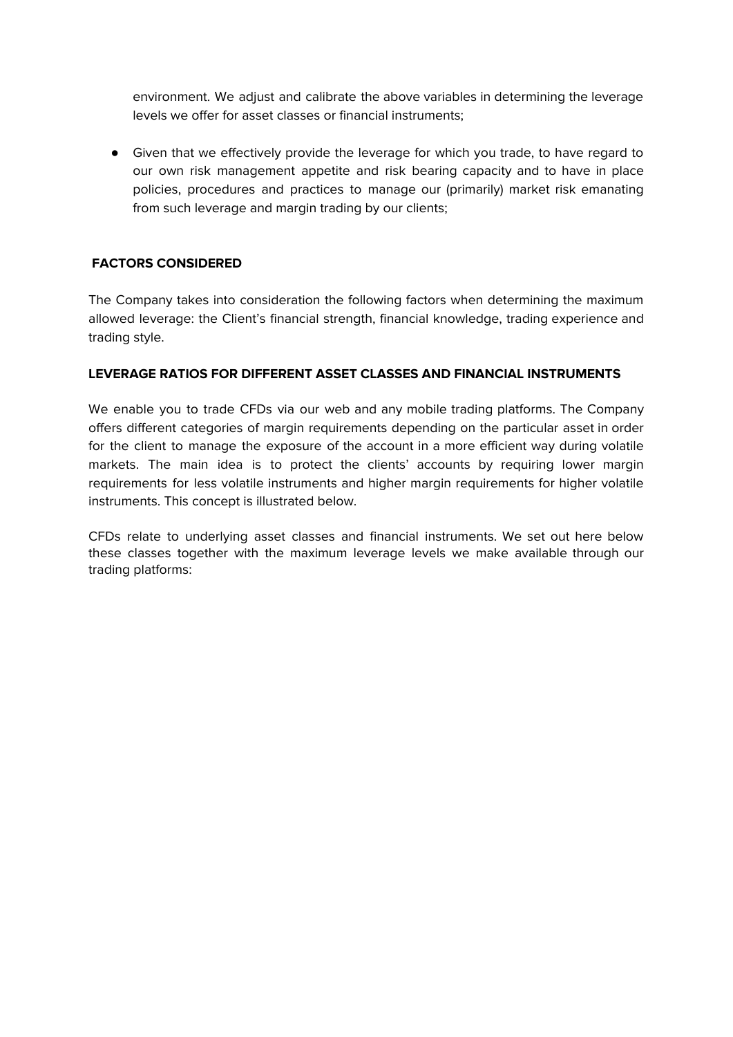environment. We adjust and calibrate the above variables in determining the leverage levels we offer for asset classes or financial instruments;

- Given that we effectively provide the leverage for which you trade, to have regard to our own risk management appetite and risk bearing capacity and to have in place policies, procedures and practices to manage our (primarily) market risk emanating from such leverage and margin trading by our clients;

## FACTORS CONSIDERED

The Company takes into consideration the following factors when determining the maximum allowed leverage: the Client's financial strength, financial knowledge, trading experience and trading style.

## LEVERAGE RATIOS FOR DIFFERENT ASSET CLASSES AND FINANCIAL INSTRUMENTS

We enable you to trade CFDs via our web and any mobile trading platforms. The Company offers different categories of margin requirements depending on the particular asset in order for the client to manage the exposure of the account in a more efficient way during volatile markets. The main idea is to protect the clients' accounts by requiring lower margin requirements for less volatile instruments and higher margin requirements for higher volatile instruments. This concept is illustrated below.

CFDs relate to underlying asset classes and financial instruments. We set out here below these classes together with the maximum leverage levels we make available through our trading platforms: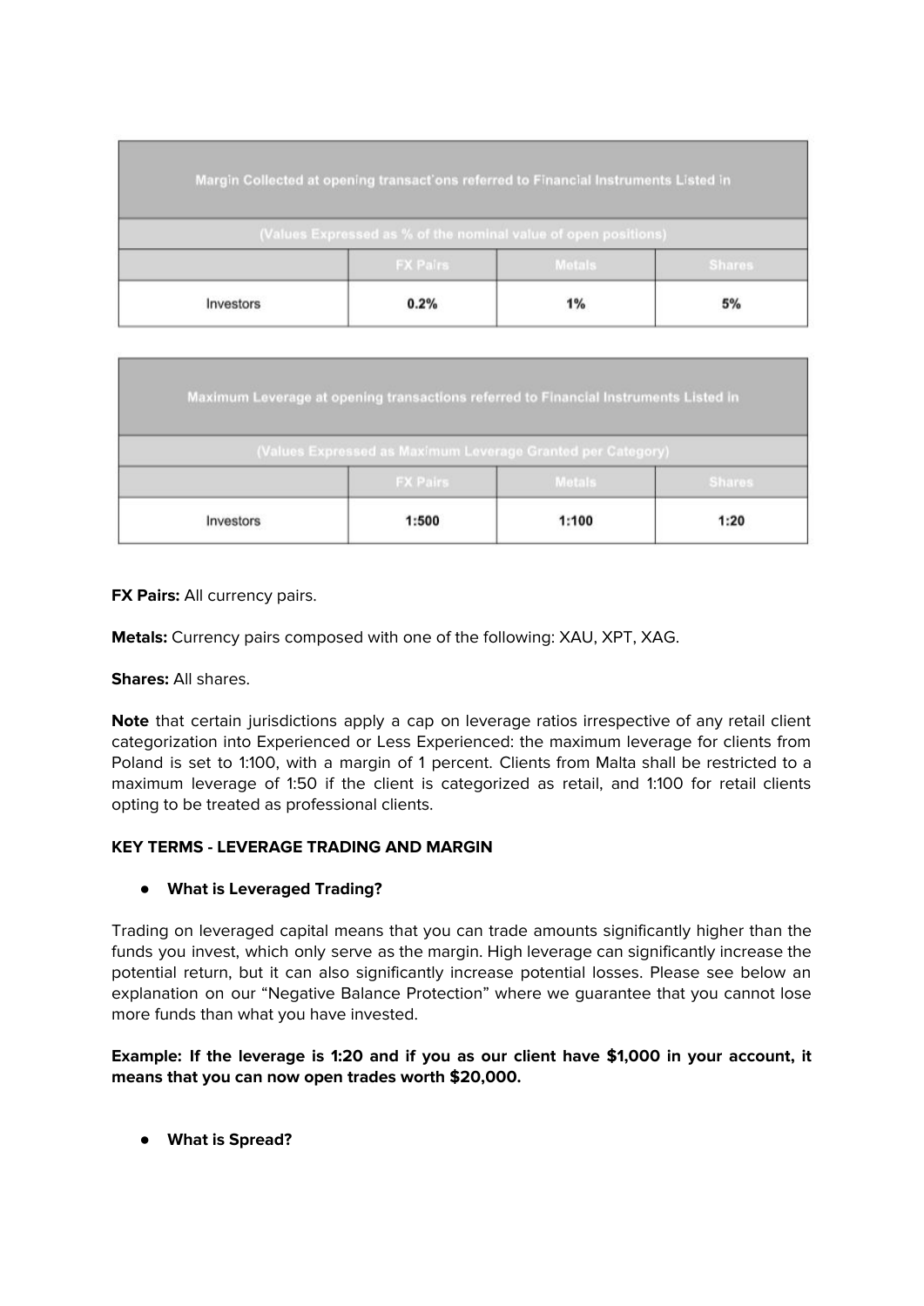| Margin Collected at opening transactions referred to Financial Instruments Listed in | | | |
|---|---|---|---|
| (Values Expressed as % of the nominal value of open positions) | | | |
| | FX Pairs | Metals | Shares |
| Investors | 0.2% | 1% | 5% |

| Maximum Leverage at opening transactions referred to Financial Instruments Listed in | | | |
|---|---|---|---|
| (Values Expressed as Maximum Leverage Granted per Category) | | | |
| | FX Pairs | Metals | Shares |
| Investors | 1:500 | 1:100 | 1:20 |

**FX Pairs:** All currency pairs.

**Metals:** Currency pairs composed with one of the following: XAU, XPT, XAG.

**Shares:** All shares.

**Note** that certain jurisdictions apply a cap on leverage ratios irrespective of any retail client categorization into Experienced or Less Experienced: the maximum leverage for clients from Poland is set to 1:100, with a margin of 1 percent. Clients from Malta shall be restricted to a maximum leverage of 1:50 if the client is categorized as retail, and 1:100 for retail clients opting to be treated as professional clients.

**KEY TERMS - LEVERAGE TRADING AND MARGIN**

- **What is Leveraged Trading?**

Trading on leveraged capital means that you can trade amounts significantly higher than the funds you invest, which only serve as the margin. High leverage can significantly increase the potential return, but it can also significantly increase potential losses. Please see below an explanation on our "Negative Balance Protection" where we guarantee that you cannot lose more funds than what you have invested.

**Example: If the leverage is 1:20 and if you as our client have $1,000 in your account, it means that you can now open trades worth $20,000.**

- **What is Spread?**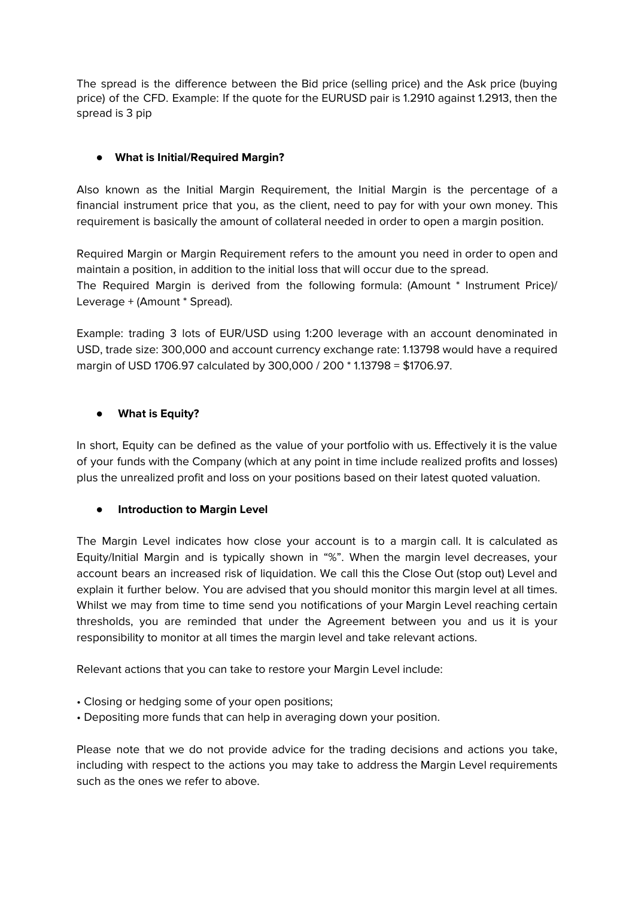The spread is the difference between the Bid price (selling price) and the Ask price (buying price) of the CFD. Example: If the quote for the EURUSD pair is 1.2910 against 1.2913, then the spread is 3 pip

- **What is Initial/Required Margin?**

Also known as the Initial Margin Requirement, the Initial Margin is the percentage of a financial instrument price that you, as the client, need to pay for with your own money. This requirement is basically the amount of collateral needed in order to open a margin position.

Required Margin or Margin Requirement refers to the amount you need in order to open and maintain a position, in addition to the initial loss that will occur due to the spread.
The Required Margin is derived from the following formula: (Amount * Instrument Price)/ Leverage + (Amount * Spread).

Example: trading 3 lots of EUR/USD using 1:200 leverage with an account denominated in USD, trade size: 300,000 and account currency exchange rate: 1.13798 would have a required margin of USD 1706.97 calculated by 300,000 / 200 * 1.13798 = $1706.97.

- **What is Equity?**

In short, Equity can be defined as the value of your portfolio with us. Effectively it is the value of your funds with the Company (which at any point in time include realized profits and losses) plus the unrealized profit and loss on your positions based on their latest quoted valuation.

- **Introduction to Margin Level**

The Margin Level indicates how close your account is to a margin call. It is calculated as Equity/Initial Margin and is typically shown in "%". When the margin level decreases, your account bears an increased risk of liquidation. We call this the Close Out (stop out) Level and explain it further below. You are advised that you should monitor this margin level at all times. Whilst we may from time to time send you notifications of your Margin Level reaching certain thresholds, you are reminded that under the Agreement between you and us it is your responsibility to monitor at all times the margin level and take relevant actions.

Relevant actions that you can take to restore your Margin Level include:

- Closing or hedging some of your open positions;
- Depositing more funds that can help in averaging down your position.

Please note that we do not provide advice for the trading decisions and actions you take, including with respect to the actions you may take to address the Margin Level requirements such as the ones we refer to above.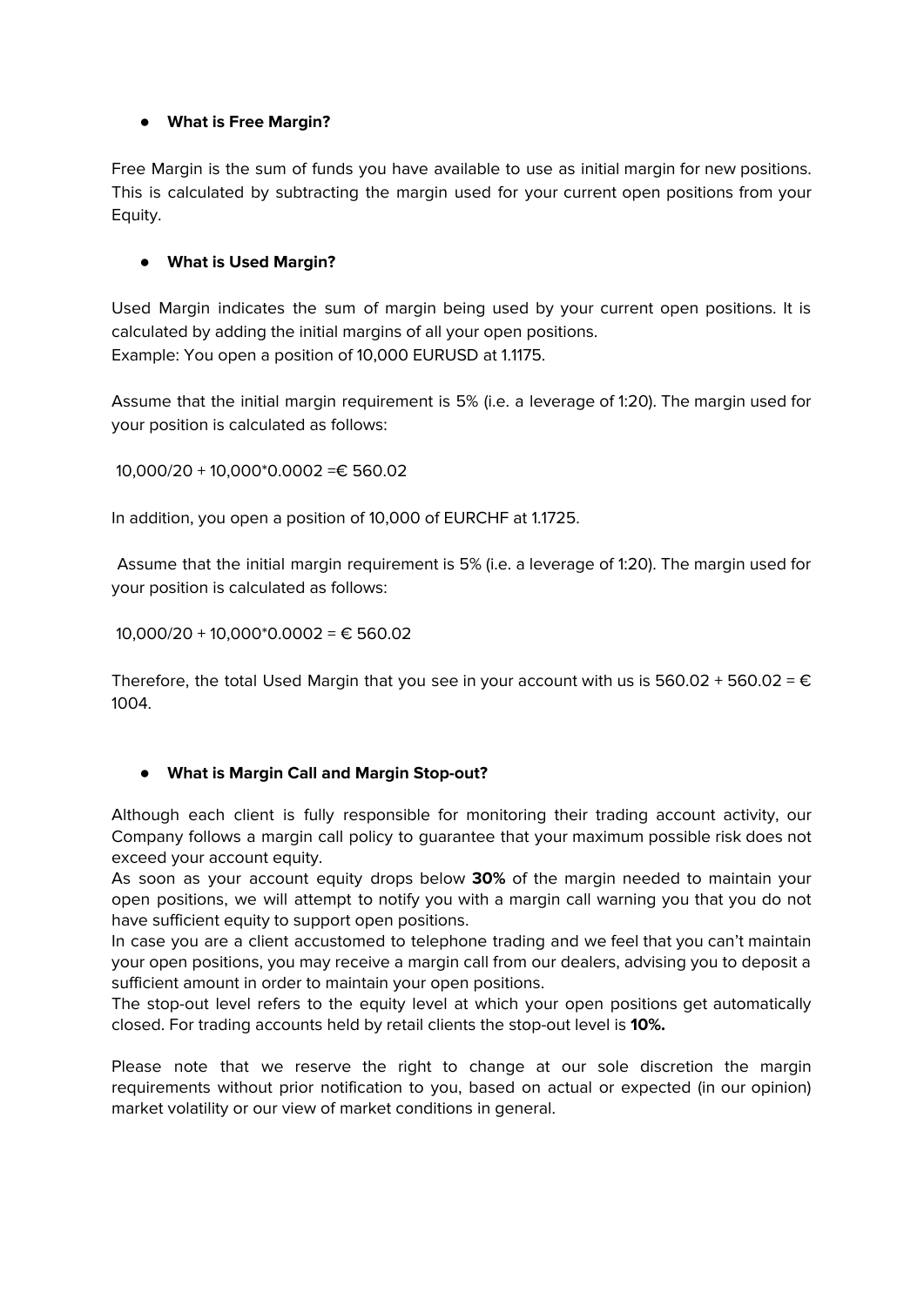- **What is Free Margin?**

Free Margin is the sum of funds you have available to use as initial margin for new positions. This is calculated by subtracting the margin used for your current open positions from your Equity.

- **What is Used Margin?**

Used Margin indicates the sum of margin being used by your current open positions. It is calculated by adding the initial margins of all your open positions.
Example: You open a position of 10,000 EURUSD at 1.1175.

Assume that the initial margin requirement is 5% (i.e. a leverage of 1:20). The margin used for your position is calculated as follows:

10,000/20 + 10,000*0.0002 =€ 560.02

In addition, you open a position of 10,000 of EURCHF at 1.1725.

Assume that the initial margin requirement is 5% (i.e. a leverage of 1:20). The margin used for your position is calculated as follows:

10,000/20 + 10,000*0.0002 = € 560.02

Therefore, the total Used Margin that you see in your account with us is 560.02 + 560.02 = € 1004.

- **What is Margin Call and Margin Stop-out?**

Although each client is fully responsible for monitoring their trading account activity, our Company follows a margin call policy to guarantee that your maximum possible risk does not exceed your account equity.
As soon as your account equity drops below **30%** of the margin needed to maintain your open positions, we will attempt to notify you with a margin call warning you that you do not have sufficient equity to support open positions.
In case you are a client accustomed to telephone trading and we feel that you can't maintain your open positions, you may receive a margin call from our dealers, advising you to deposit a sufficient amount in order to maintain your open positions.
The stop-out level refers to the equity level at which your open positions get automatically closed. For trading accounts held by retail clients the stop-out level is **10%.**

Please note that we reserve the right to change at our sole discretion the margin requirements without prior notification to you, based on actual or expected (in our opinion) market volatility or our view of market conditions in general.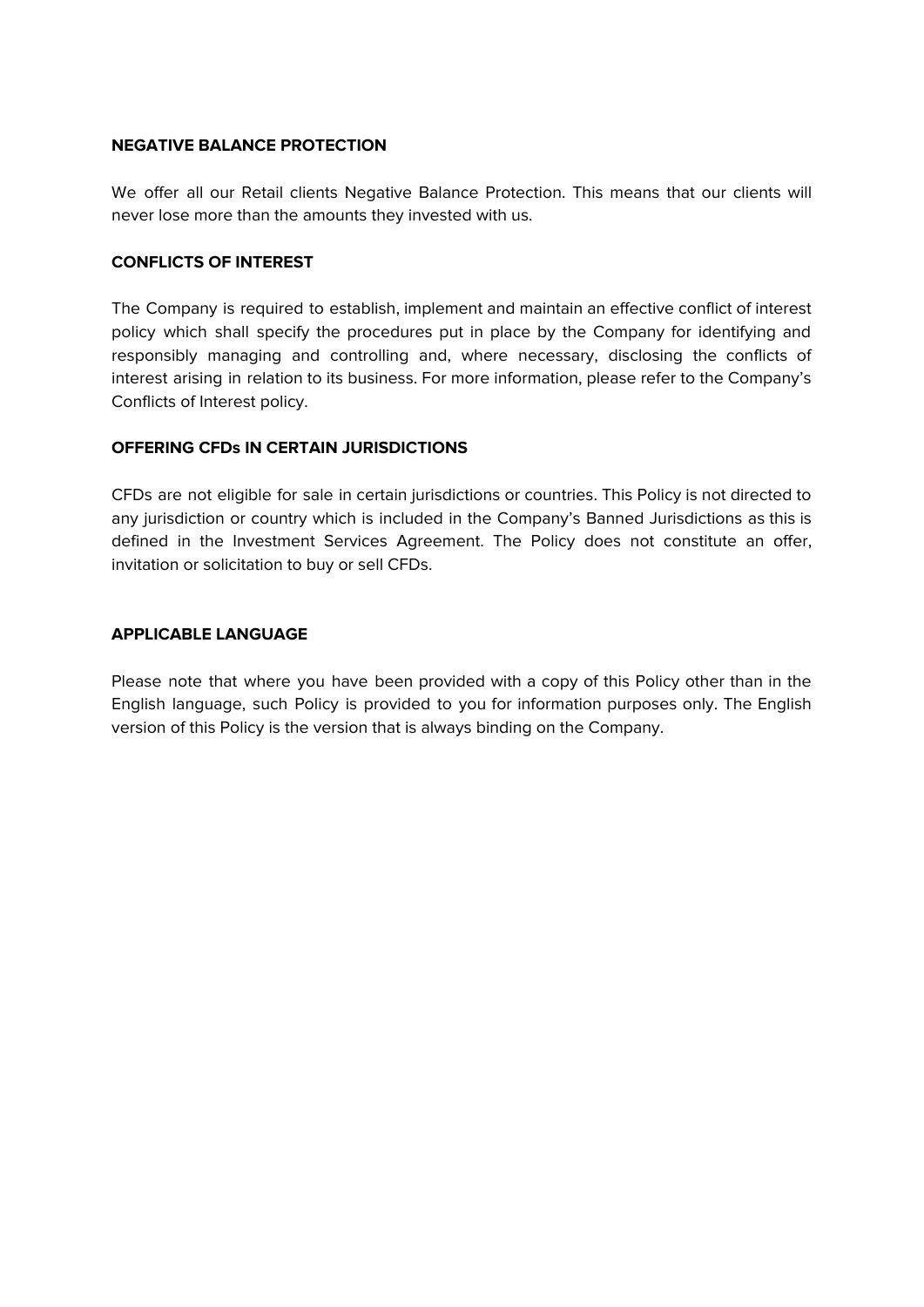**NEGATIVE BALANCE PROTECTION**

We offer all our Retail clients Negative Balance Protection. This means that our clients will never lose more than the amounts they invested with us.

**CONFLICTS OF INTEREST**

The Company is required to establish, implement and maintain an effective conflict of interest policy which shall specify the procedures put in place by the Company for identifying and responsibly managing and controlling and, where necessary, disclosing the conflicts of interest arising in relation to its business. For more information, please refer to the Company's Conflicts of Interest policy.

**OFFERING CFDs IN CERTAIN JURISDICTIONS**

CFDs are not eligible for sale in certain jurisdictions or countries. This Policy is not directed to any jurisdiction or country which is included in the Company's Banned Jurisdictions as this is defined in the Investment Services Agreement. The Policy does not constitute an offer, invitation or solicitation to buy or sell CFDs.

**APPLICABLE LANGUAGE**

Please note that where you have been provided with a copy of this Policy other than in the English language, such Policy is provided to you for information purposes only. The English version of this Policy is the version that is always binding on the Company.